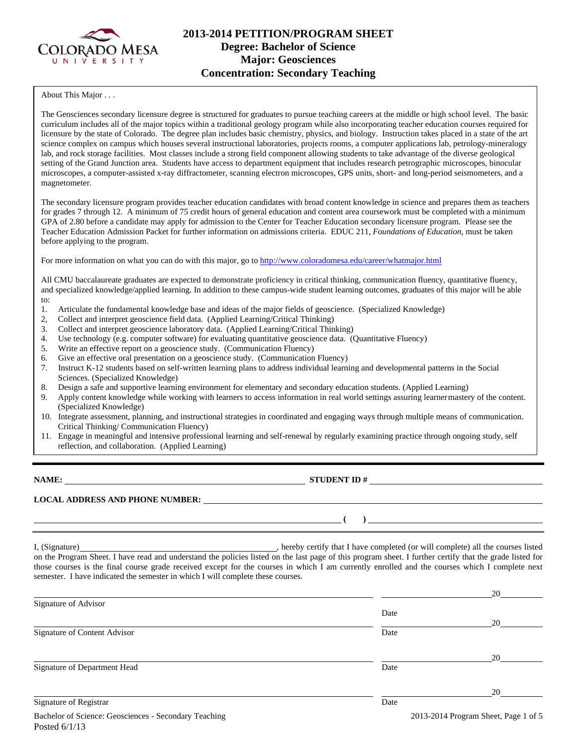# 2013-2014 PETITION/PROGRAM SHEET
## Degree: Bachelor of Science
## Major: Geosciences
## Concentration: Secondary Teaching

About This Major . . .

The Geosciences secondary licensure degree is structured for graduates to pursue teaching careers at the middle or high school level. The basic curriculum includes all of the major topics within a traditional geology program while also incorporating teacher education courses required for licensure by the state of Colorado. The degree plan includes basic chemistry, physics, and biology. Instruction takes placed in a state of the art science complex on campus which houses several instructional laboratories, projects rooms, a computer applications lab, petrology-mineralogy lab, and rock storage facilities. Most classes include a strong field component allowing students to take advantage of the diverse geological setting of the Grand Junction area. Students have access to department equipment that includes research petrographic microscopes, binocular microscopes, a computer-assisted x-ray diffractometer, scanning electron microscopes, GPS units, short- and long-period seismometers, and a magnetometer.

The secondary licensure program provides teacher education candidates with broad content knowledge in science and prepares them as teachers for grades 7 through 12. A minimum of 75 credit hours of general education and content area coursework must be completed with a minimum GPA of 2.80 before a candidate may apply for admission to the Center for Teacher Education secondary licensure program. Please see the Teacher Education Admission Packet for further information on admissions criteria. EDUC 211, *Foundations of Education*, must be taken before applying to the program.

For more information on what you can do with this major, go to http://www.coloradomesa.edu/career/whatmajor.html

All CMU baccalaureate graduates are expected to demonstrate proficiency in critical thinking, communication fluency, quantitative fluency, and specialized knowledge/applied learning. In addition to these campus-wide student learning outcomes, graduates of this major will be able to:

1. Articulate the fundamental knowledge base and ideas of the major fields of geoscience. (Specialized Knowledge)
2, Collect and interpret geoscience field data. (Applied Learning/Critical Thinking)
3. Collect and interpret geoscience laboratory data. (Applied Learning/Critical Thinking)
4. Use technology (e.g. computer software) for evaluating quantitative geoscience data. (Quantitative Fluency)
5. Write an effective report on a geoscience study. (Communication Fluency)
6. Give an effective oral presentation on a geoscience study. (Communication Fluency)
7. Instruct K-12 students based on self-written learning plans to address individual learning and developmental patterns in the Social Sciences. (Specialized Knowledge)
8. Design a safe and supportive learning environment for elementary and secondary education students. (Applied Learning)
9. Apply content knowledge while working with learners to access information in real world settings assuring learnermastery of the content. (Specialized Knowledge)
10. Integrate assessment, planning, and instructional strategies in coordinated and engaging ways through multiple means of communication. Critical Thinking/ Communication Fluency)
11. Engage in meaningful and intensive professional learning and self-renewal by regularly examining practice through ongoing study, self reflection, and collaboration. (Applied Learning)

---

**NAME:** ______________________ **STUDENT ID #** ______________________

**LOCAL ADDRESS AND PHONE NUMBER:** ______________________

______________________ **( )** ______________________

I, (Signature)______________________, hereby certify that I have completed (or will complete) all the courses listed on the Program Sheet. I have read and understand the policies listed on the last page of this program sheet. I further certify that the grade listed for those courses is the final course grade received except for the courses in which I am currently enrolled and the courses which I complete next semester. I have indicated the semester in which I will complete these courses.

______________________ Signature of Advisor &nbsp;&nbsp;&nbsp; ______ 20____ Date

______________________ Signature of Content Advisor &nbsp;&nbsp;&nbsp; ______ 20____ Date

______________________ Signature of Department Head &nbsp;&nbsp;&nbsp; ______ 20____ Date

______________________ Signature of Registrar &nbsp;&nbsp;&nbsp; ______ 20____ Date

Posted 6/1/13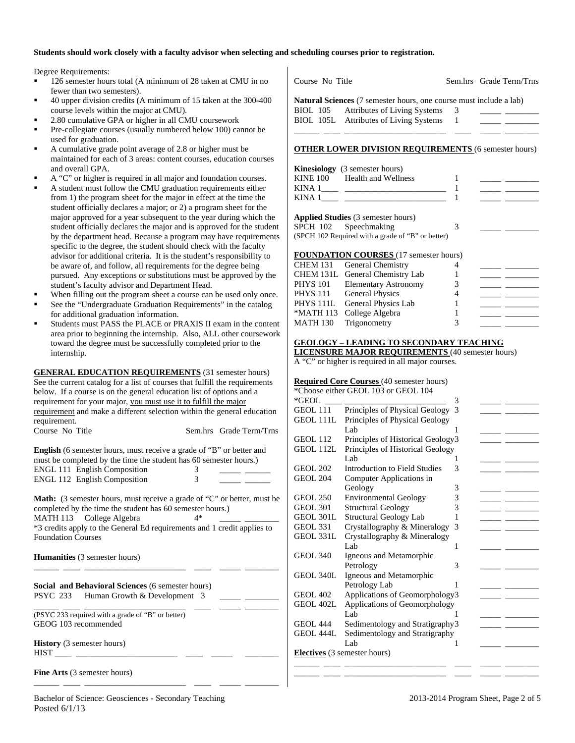**Students should work closely with a faculty advisor when selecting and scheduling courses prior to registration.**

Degree Requirements:

- 126 semester hours total (A minimum of 28 taken at CMU in no fewer than two semesters).
- 40 upper division credits (A minimum of 15 taken at the 300-400 course levels within the major at CMU).
- 2.80 cumulative GPA or higher in all CMU coursework
- Pre-collegiate courses (usually numbered below 100) cannot be used for graduation.
- A cumulative grade point average of 2.8 or higher must be maintained for each of 3 areas: content courses, education courses and overall GPA.
- A "C" or higher is required in all major and foundation courses.
- A student must follow the CMU graduation requirements either from 1) the program sheet for the major in effect at the time the student officially declares a major; or 2) a program sheet for the major approved for a year subsequent to the year during which the student officially declares the major and is approved for the student by the department head. Because a program may have requirements specific to the degree, the student should check with the faculty advisor for additional criteria. It is the student's responsibility to be aware of, and follow, all requirements for the degree being pursued. Any exceptions or substitutions must be approved by the student's faculty advisor and Department Head.
- When filling out the program sheet a course can be used only once.
- See the "Undergraduate Graduation Requirements" in the catalog for additional graduation information.
- Students must PASS the PLACE or PRAXIS II exam in the content area prior to beginning the internship. Also, ALL other coursework toward the degree must be successfully completed prior to the internship.

**GENERAL EDUCATION REQUIREMENTS** (31 semester hours) See the current catalog for a list of courses that fulfill the requirements below. If a course is on the general education list of options and a requirement for your major, you must use it to fulfill the major requirement and make a different selection within the general education requirement.

| Course No | Title | Sem.hrs | Grade | Term/Trns |
|---|---|---|---|---|

**English** (6 semester hours, must receive a grade of "B" or better and must be completed by the time the student has 60 semester hours.)

| Course No | Title | Sem.hrs | Grade | Term/Trns |
|---|---|---|---|---|
| ENGL 111 | English Composition | 3 | | |
| ENGL 112 | English Composition | 3 | | |

**Math:** (3 semester hours, must receive a grade of "C" or better, must be completed by the time the student has 60 semester hours.)

| Course No | Title | Sem.hrs | Grade | Term/Trns |
|---|---|---|---|---|
| MATH 113 | College Algebra | 4* | | |

*3 credits apply to the General Ed requirements and 1 credit applies to Foundation Courses

**Humanities** (3 semester hours)

| Course No | Title | Sem.hrs | Grade | Term/Trns |
|---|---|---|---|---|
| | | | | |

**Social and Behavioral Sciences** (6 semester hours)

| Course No | Title | Sem.hrs | Grade | Term/Trns |
|---|---|---|---|---|
| PSYC 233 | Human Growth & Development | 3 | | |
| | | | | |

(PSYC 233 required with a grade of "B" or better)
GEOG 103 recommended

**History** (3 semester hours)

| Course No | Title | Sem.hrs | Grade | Term/Trns |
|---|---|---|---|---|
| HIST ____ | | | | |

**Fine Arts** (3 semester hours)

| Course No | Title | Sem.hrs | Grade | Term/Trns |
|---|---|---|---|---|
| | | | | |

**Natural Sciences** (7 semester hours, one course must include a lab)

| Course No | Title | Sem.hrs | Grade | Term/Trns |
|---|---|---|---|---|
| BIOL 105 | Attributes of Living Systems | 3 | | |
| BIOL 105L | Attributes of Living Systems | 1 | | |
| | | | | |

**OTHER LOWER DIVISION REQUIREMENTS** (6 semester hours)

**Kinesiology** (3 semester hours)

| Course No | Title | Sem.hrs | Grade | Term/Trns |
|---|---|---|---|---|
| KINE 100 | Health and Wellness | 1 | | |
| KINA 1____ | | 1 | | |
| KINA 1____ | | 1 | | |

**Applied Studies** (3 semester hours)

| Course No | Title | Sem.hrs | Grade | Term/Trns |
|---|---|---|---|---|
| SPCH 102 | Speechmaking | 3 | | |

(SPCH 102 Required with a grade of "B" or better)

**FOUNDATION COURSES** (17 semester hours)

| Course No | Title | Sem.hrs | Grade | Term/Trns |
|---|---|---|---|---|
| CHEM 131 | General Chemistry | 4 | | |
| CHEM 131L | General Chemistry Lab | 1 | | |
| PHYS 101 | Elementary Astronomy | 3 | | |
| PHYS 111 | General Physics | 4 | | |
| PHYS 111L | General Physics Lab | 1 | | |
| *MATH 113 | College Algebra | 1 | | |
| MATH 130 | Trigonometry | 3 | | |

**GEOLOGY – LEADING TO SECONDARY TEACHING LICENSURE MAJOR REQUIREMENTS** (40 semester hours)
A "C" or higher is required in all major courses.

**Required Core Courses** (40 semester hours)
*Choose either GEOL 103 or GEOL 104

| Course No | Title | Sem.hrs | Grade | Term/Trns |
|---|---|---|---|---|
| *GEOL ____ | | 3 | | |
| GEOL 111 | Principles of Physical Geology | 3 | | |
| GEOL 111L | Principles of Physical Geology Lab | 1 | | |
| GEOL 112 | Principles of Historical Geology | 3 | | |
| GEOL 112L | Principles of Historical Geology Lab | 1 | | |
| GEOL 202 | Introduction to Field Studies | 3 | | |
| GEOL 204 | Computer Applications in Geology | 3 | | |
| GEOL 250 | Environmental Geology | 3 | | |
| GEOL 301 | Structural Geology | 3 | | |
| GEOL 301L | Structural Geology Lab | 1 | | |
| GEOL 331 | Crystallography & Mineralogy | 3 | | |
| GEOL 331L | Crystallography & Mineralogy Lab | 1 | | |
| GEOL 340 | Igneous and Metamorphic Petrology | 3 | | |
| GEOL 340L | Igneous and Metamorphic Petrology Lab | 1 | | |
| GEOL 402 | Applications of Geomorphology | 3 | | |
| GEOL 402L | Applications of Geomorphology Lab | 1 | | |
| GEOL 444 | Sedimentology and Stratigraphy | 3 | | |
| GEOL 444L | Sedimentology and Stratigraphy Lab | 1 | | |

**Electives** (3 semester hours)

| Course No | Title | Sem.hrs | Grade | Term/Trns |
|---|---|---|---|---|
| | | | | |
| | | | | |

Bachelor of Science: Geosciences - Secondary Teaching
Posted 6/1/13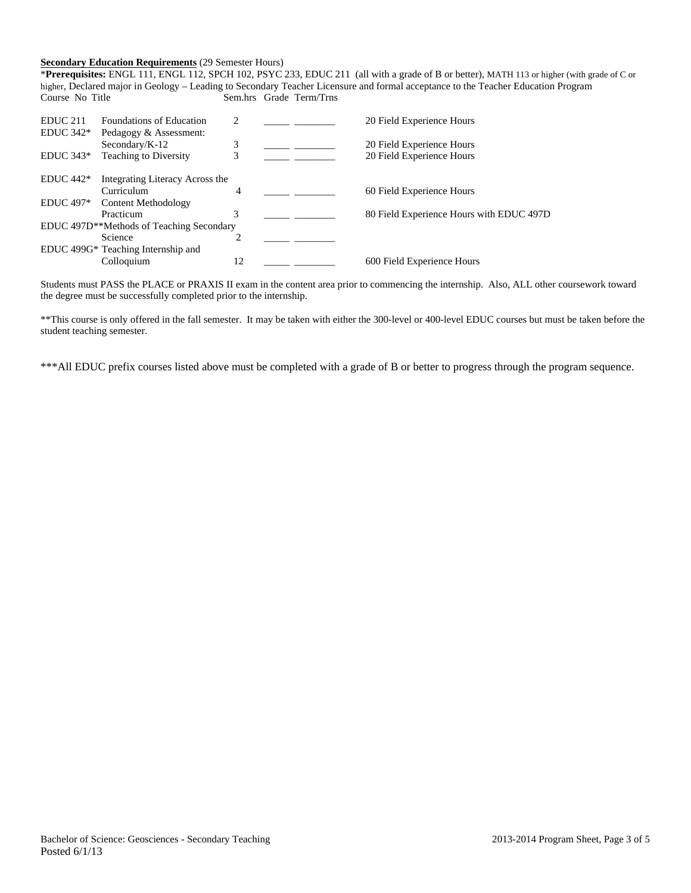**Secondary Education Requirements** (29 Semester Hours)

\***Prerequisites:** ENGL 111, ENGL 112, SPCH 102, PSYC 233, EDUC 211 (all with a grade of B or better), MATH 113 or higher (with grade of C or higher, Declared major in Geology – Leading to Secondary Teacher Licensure and formal acceptance to the Teacher Education Program

| Course No | Title | Sem.hrs | Grade | Term/Trns | |
|---|---|---|---|---|---|
| EDUC 211 | Foundations of Education | 2 | _____ | ________ | 20 Field Experience Hours |
| EDUC 342* | Pedagogy & Assessment: Secondary/K-12 | 3 | _____ | ________ | 20 Field Experience Hours |
| EDUC 343* | Teaching to Diversity | 3 | _____ | ________ | 20 Field Experience Hours |
| EDUC 442* | Integrating Literacy Across the Curriculum | 4 | _____ | ________ | 60 Field Experience Hours |
| EDUC 497* | Content Methodology Practicum | 3 | _____ | ________ | 80 Field Experience Hours with EDUC 497D |
| EDUC 497D** | Methods of Teaching Secondary Science | 2 | _____ | ________ | |
| EDUC 499G* | Teaching Internship and Colloquium | 12 | _____ | ________ | 600 Field Experience Hours |

Students must PASS the PLACE or PRAXIS II exam in the content area prior to commencing the internship. Also, ALL other coursework toward the degree must be successfully completed prior to the internship.

**This course is only offered in the fall semester. It may be taken with either the 300-level or 400-level EDUC courses but must be taken before the student teaching semester.

***All EDUC prefix courses listed above must be completed with a grade of B or better to progress through the program sequence.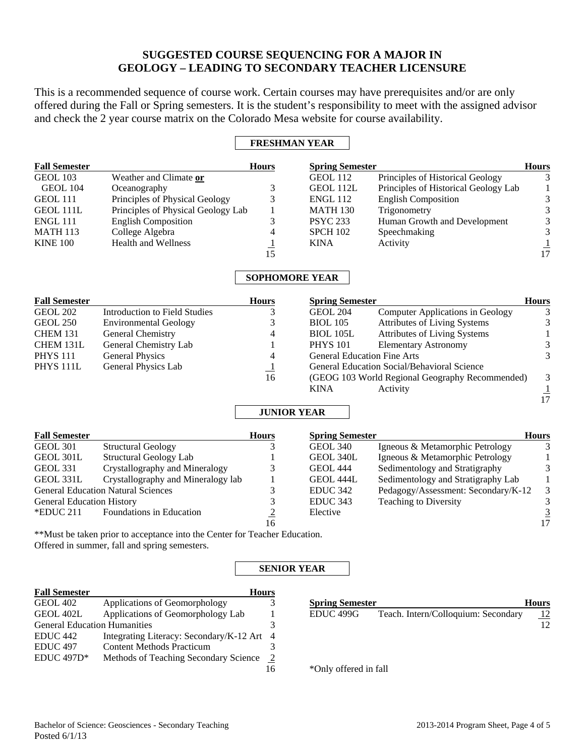# SUGGESTED COURSE SEQUENCING FOR A MAJOR IN GEOLOGY – LEADING TO SECONDARY TEACHER LICENSURE

This is a recommended sequence of course work. Certain courses may have prerequisites and/or are only offered during the Fall or Spring semesters. It is the student's responsibility to meet with the assigned advisor and check the 2 year course matrix on the Colorado Mesa website for course availability.

## FRESHMAN YEAR

| Fall Semester | | Hours |
|---|---|---|
| GEOL 103 | Weather and Climate **or** | |
| GEOL 104 | Oceanography | 3 |
| GEOL 111 | Principles of Physical Geology | 3 |
| GEOL 111L | Principles of Physical Geology Lab | 1 |
| ENGL 111 | English Composition | 3 |
| MATH 113 | College Algebra | 4 |
| KINE 100 | Health and Wellness | 1 |
| | | 15 |

| Spring Semester | | Hours |
|---|---|---|
| GEOL 112 | Principles of Historical Geology | 3 |
| GEOL 112L | Principles of Historical Geology Lab | 1 |
| ENGL 112 | English Composition | 3 |
| MATH 130 | Trigonometry | 3 |
| PSYC 233 | Human Growth and Development | 3 |
| SPCH 102 | Speechmaking | 3 |
| KINA | Activity | 1 |
| | | 17 |

## SOPHOMORE YEAR

| Fall Semester | | Hours |
|---|---|---|
| GEOL 202 | Introduction to Field Studies | 3 |
| GEOL 250 | Environmental Geology | 3 |
| CHEM 131 | General Chemistry | 4 |
| CHEM 131L | General Chemistry Lab | 1 |
| PHYS 111 | General Physics | 4 |
| PHYS 111L | General Physics Lab | 1 |
| | | 16 |

| Spring Semester | | Hours |
|---|---|---|
| GEOL 204 | Computer Applications in Geology | 3 |
| BIOL 105 | Attributes of Living Systems | 3 |
| BIOL 105L | Attributes of Living Systems | 1 |
| PHYS 101 | Elementary Astronomy | 3 |
| General Education Fine Arts | | 3 |
| General Education Social/Behavioral Science (GEOG 103 World Regional Geography Recommended) | | 3 |
| KINA | Activity | 1 |
| | | 17 |

## JUNIOR YEAR

| Fall Semester | | Hours |
|---|---|---|
| GEOL 301 | Structural Geology | 3 |
| GEOL 301L | Structural Geology Lab | 1 |
| GEOL 331 | Crystallography and Mineralogy | 3 |
| GEOL 331L | Crystallography and Mineralogy lab | 1 |
| General Education Natural Sciences | | 3 |
| General Education History | | 3 |
| *EDUC 211 | Foundations in Education | 2 |
| | | 16 |

| Spring Semester | | Hours |
|---|---|---|
| GEOL 340 | Igneous & Metamorphic Petrology | 3 |
| GEOL 340L | Igneous & Metamorphic Petrology | 1 |
| GEOL 444 | Sedimentology and Stratigraphy | 3 |
| GEOL 444L | Sedimentology and Stratigraphy Lab | 1 |
| EDUC 342 | Pedagogy/Assessment: Secondary/K-12 | 3 |
| EDUC 343 | Teaching to Diversity | 3 |
| Elective | | 3 |
| | | 17 |

**Must be taken prior to acceptance into the Center for Teacher Education.
Offered in summer, fall and spring semesters.

## SENIOR YEAR

| Fall Semester | | Hours |
|---|---|---|
| GEOL 402 | Applications of Geomorphology | 3 |
| GEOL 402L | Applications of Geomorphology Lab | 1 |
| General Education Humanities | | 3 |
| EDUC 442 | Integrating Literacy: Secondary/K-12 Art | 4 |
| EDUC 497 | Content Methods Practicum | 3 |
| EDUC 497D* | Methods of Teaching Secondary Science | 2 |
| | | 16 |

| Spring Semester | | Hours |
|---|---|---|
| EDUC 499G | Teach. Intern/Colloquium: Secondary | 12 |
| | | 12 |

*Only offered in fall

Bachelor of Science: Geosciences - Secondary Teaching
Posted 6/1/13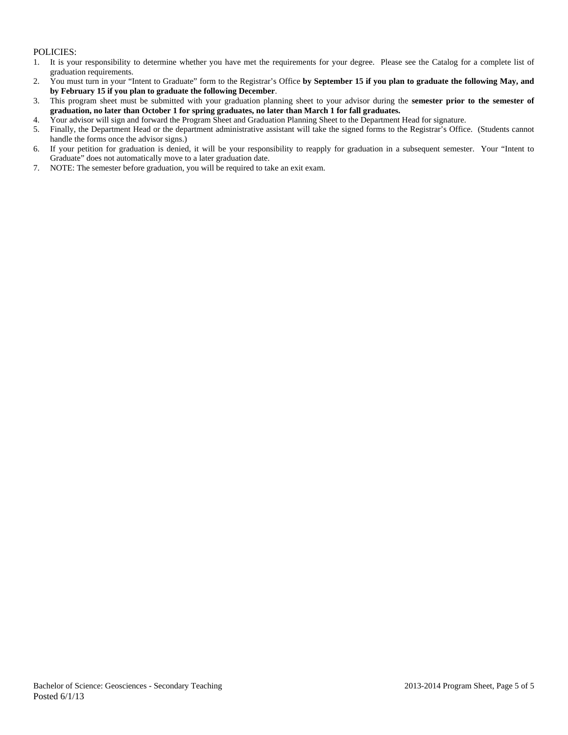POLICIES:

1. It is your responsibility to determine whether you have met the requirements for your degree. Please see the Catalog for a complete list of graduation requirements.
2. You must turn in your "Intent to Graduate" form to the Registrar's Office **by September 15 if you plan to graduate the following May, and by February 15 if you plan to graduate the following December**.
3. This program sheet must be submitted with your graduation planning sheet to your advisor during the **semester prior to the semester of graduation, no later than October 1 for spring graduates, no later than March 1 for fall graduates.**
4. Your advisor will sign and forward the Program Sheet and Graduation Planning Sheet to the Department Head for signature.
5. Finally, the Department Head or the department administrative assistant will take the signed forms to the Registrar's Office. (Students cannot handle the forms once the advisor signs.)
6. If your petition for graduation is denied, it will be your responsibility to reapply for graduation in a subsequent semester. Your "Intent to Graduate" does not automatically move to a later graduation date.
7. NOTE: The semester before graduation, you will be required to take an exit exam.